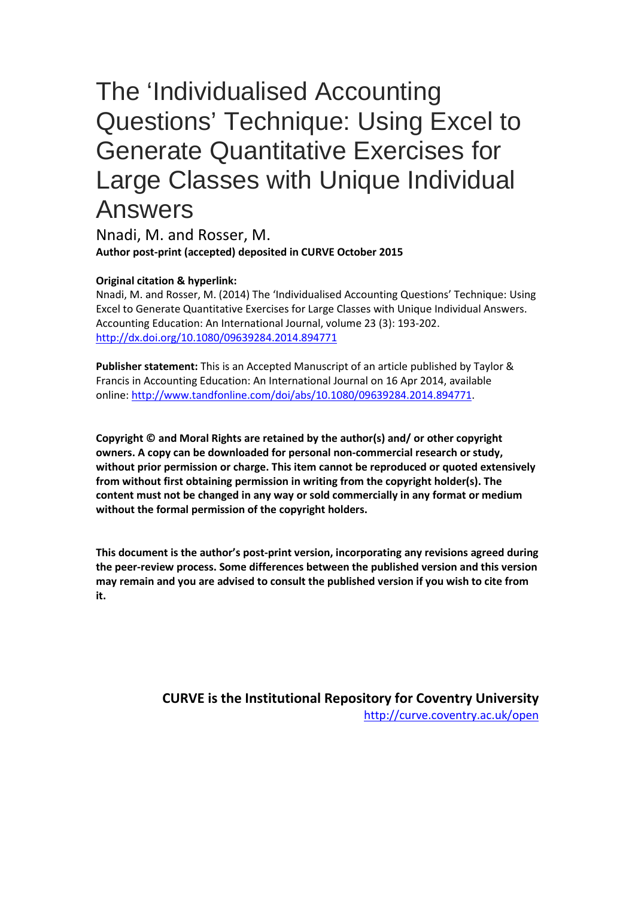# The 'Individualised Accounting Questions' Technique: Using Excel to Generate Quantitative Exercises for Large Classes with Unique Individual Answers

Nnadi, M. and Rosser, M.

**Author post-print (accepted) deposited in CURVE October 2015**

**Original citation & hyperlink:**

Nnadi, M. and Rosser, M. (2014) The 'Individualised Accounting Questions' Technique: Using Excel to Generate Quantitative Exercises for Large Classes with Unique Individual Answers. Accounting Education: An International Journal, volume 23 (3): 193-202. http://dx.doi.org/10.1080/09639284.2014.894771

**Publisher statement:** This is an Accepted Manuscript of an article published by Taylor & Francis in Accounting Education: An International Journal on 16 Apr 2014, available online: http://www.tandfonline.com/doi/abs/10.1080/09639284.2014.894771.

**Copyright © and Moral Rights are retained by the author(s) and/ or other copyright owners. A copy can be downloaded for personal non-commercial research or study, without prior permission or charge. This item cannot be reproduced or quoted extensively from without first obtaining permission in writing from the copyright holder(s). The content must not be changed in any way or sold commercially in any format or medium without the formal permission of the copyright holders.**

**This document is the author's post-print version, incorporating any revisions agreed during the peer-review process. Some differences between the published version and this version may remain and you are advised to consult the published version if you wish to cite from it.**

**CURVE is the Institutional Repository for Coventry University**

http://curve.coventry.ac.uk/open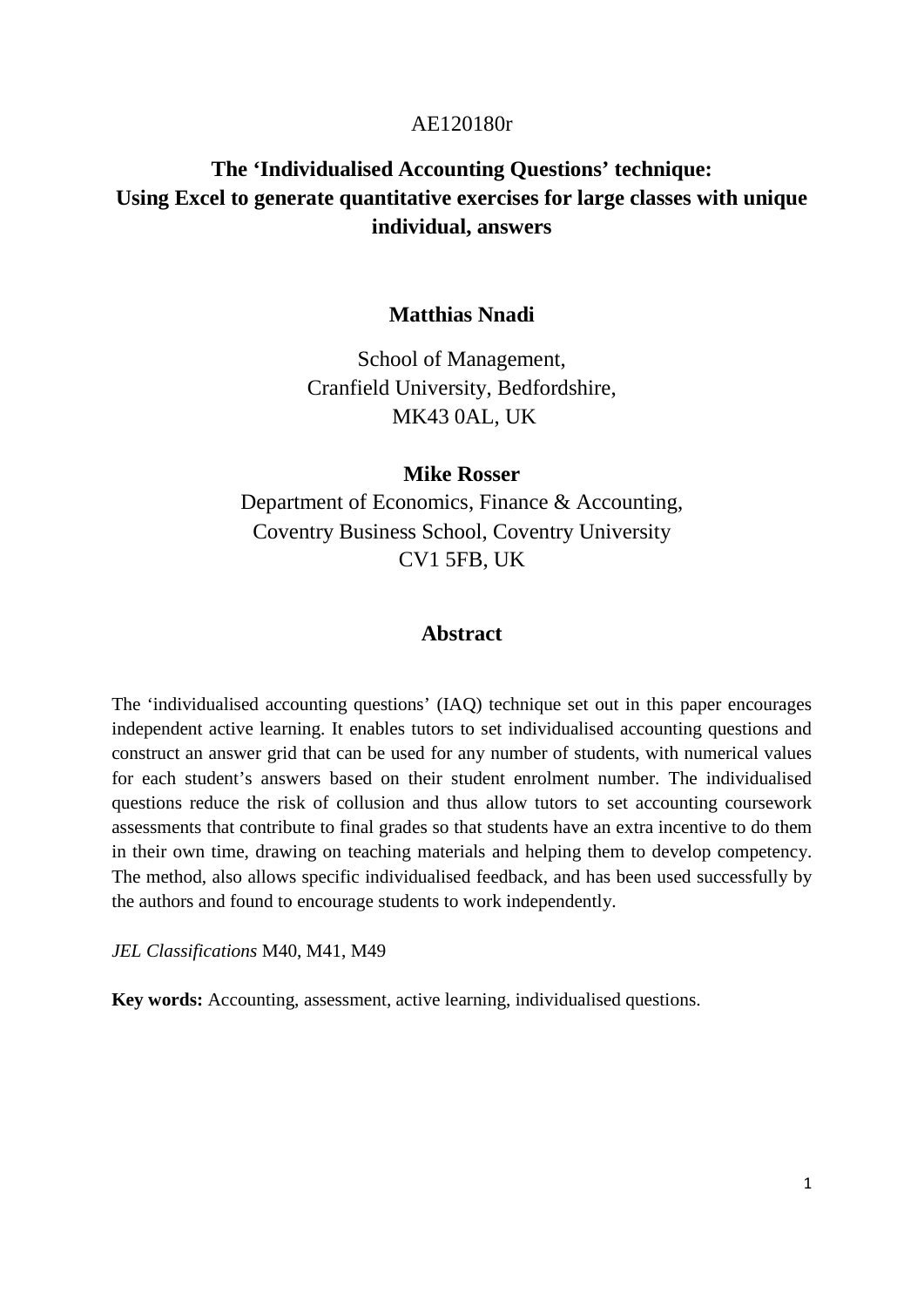AE120180r

# The 'Individualised Accounting Questions' technique: Using Excel to generate quantitative exercises for large classes with unique individual, answers

**Matthias Nnadi**

School of Management,
Cranfield University, Bedfordshire,
MK43 0AL, UK

**Mike Rosser**

Department of Economics, Finance & Accounting,
Coventry Business School, Coventry University
CV1 5FB, UK

## Abstract

The 'individualised accounting questions' (IAQ) technique set out in this paper encourages independent active learning. It enables tutors to set individualised accounting questions and construct an answer grid that can be used for any number of students, with numerical values for each student's answers based on their student enrolment number. The individualised questions reduce the risk of collusion and thus allow tutors to set accounting coursework assessments that contribute to final grades so that students have an extra incentive to do them in their own time, drawing on teaching materials and helping them to develop competency. The method, also allows specific individualised feedback, and has been used successfully by the authors and found to encourage students to work independently.

*JEL Classifications* M40, M41, M49

**Key words:** Accounting, assessment, active learning, individualised questions.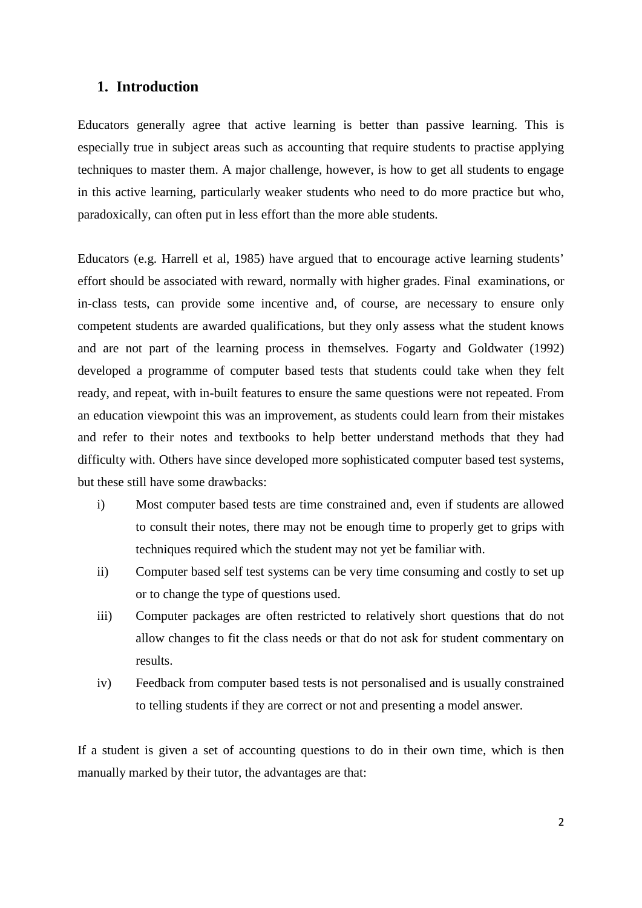## 1. Introduction

Educators generally agree that active learning is better than passive learning. This is especially true in subject areas such as accounting that require students to practise applying techniques to master them. A major challenge, however, is how to get all students to engage in this active learning, particularly weaker students who need to do more practice but who, paradoxically, can often put in less effort than the more able students.

Educators (e.g. Harrell et al, 1985) have argued that to encourage active learning students' effort should be associated with reward, normally with higher grades. Final examinations, or in-class tests, can provide some incentive and, of course, are necessary to ensure only competent students are awarded qualifications, but they only assess what the student knows and are not part of the learning process in themselves. Fogarty and Goldwater (1992) developed a programme of computer based tests that students could take when they felt ready, and repeat, with in-built features to ensure the same questions were not repeated. From an education viewpoint this was an improvement, as students could learn from their mistakes and refer to their notes and textbooks to help better understand methods that they had difficulty with. Others have since developed more sophisticated computer based test systems, but these still have some drawbacks:

i) Most computer based tests are time constrained and, even if students are allowed to consult their notes, there may not be enough time to properly get to grips with techniques required which the student may not yet be familiar with.

ii) Computer based self test systems can be very time consuming and costly to set up or to change the type of questions used.

iii) Computer packages are often restricted to relatively short questions that do not allow changes to fit the class needs or that do not ask for student commentary on results.

iv) Feedback from computer based tests is not personalised and is usually constrained to telling students if they are correct or not and presenting a model answer.

If a student is given a set of accounting questions to do in their own time, which is then manually marked by their tutor, the advantages are that: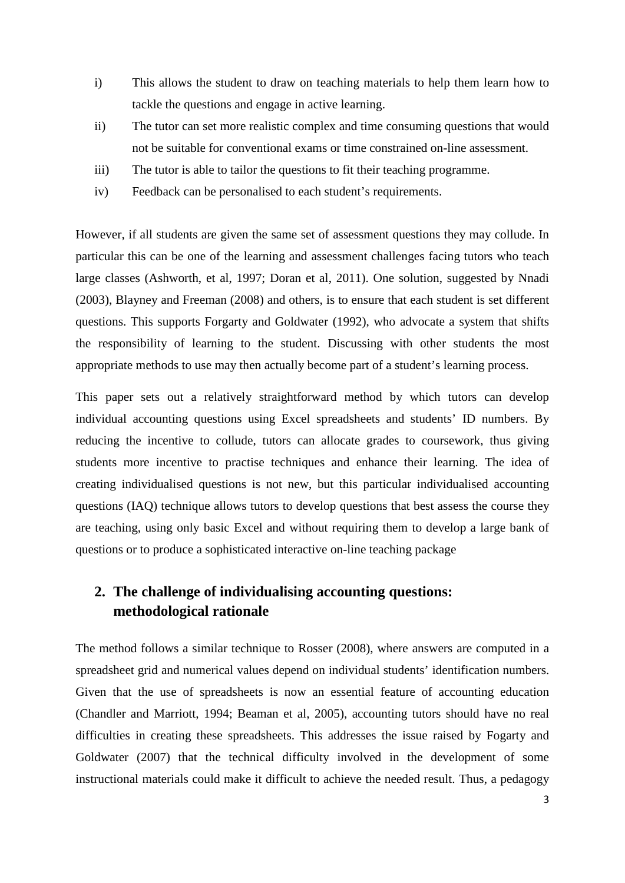i) This allows the student to draw on teaching materials to help them learn how to tackle the questions and engage in active learning.

ii) The tutor can set more realistic complex and time consuming questions that would not be suitable for conventional exams or time constrained on-line assessment.

iii) The tutor is able to tailor the questions to fit their teaching programme.

iv) Feedback can be personalised to each student's requirements.

However, if all students are given the same set of assessment questions they may collude. In particular this can be one of the learning and assessment challenges facing tutors who teach large classes (Ashworth, et al, 1997; Doran et al, 2011). One solution, suggested by Nnadi (2003), Blayney and Freeman (2008) and others, is to ensure that each student is set different questions. This supports Forgarty and Goldwater (1992), who advocate a system that shifts the responsibility of learning to the student. Discussing with other students the most appropriate methods to use may then actually become part of a student's learning process.

This paper sets out a relatively straightforward method by which tutors can develop individual accounting questions using Excel spreadsheets and students' ID numbers. By reducing the incentive to collude, tutors can allocate grades to coursework, thus giving students more incentive to practise techniques and enhance their learning. The idea of creating individualised questions is not new, but this particular individualised accounting questions (IAQ) technique allows tutors to develop questions that best assess the course they are teaching, using only basic Excel and without requiring them to develop a large bank of questions or to produce a sophisticated interactive on-line teaching package

## 2. The challenge of individualising accounting questions: methodological rationale

The method follows a similar technique to Rosser (2008), where answers are computed in a spreadsheet grid and numerical values depend on individual students' identification numbers. Given that the use of spreadsheets is now an essential feature of accounting education (Chandler and Marriott, 1994; Beaman et al, 2005), accounting tutors should have no real difficulties in creating these spreadsheets. This addresses the issue raised by Fogarty and Goldwater (2007) that the technical difficulty involved in the development of some instructional materials could make it difficult to achieve the needed result. Thus, a pedagogy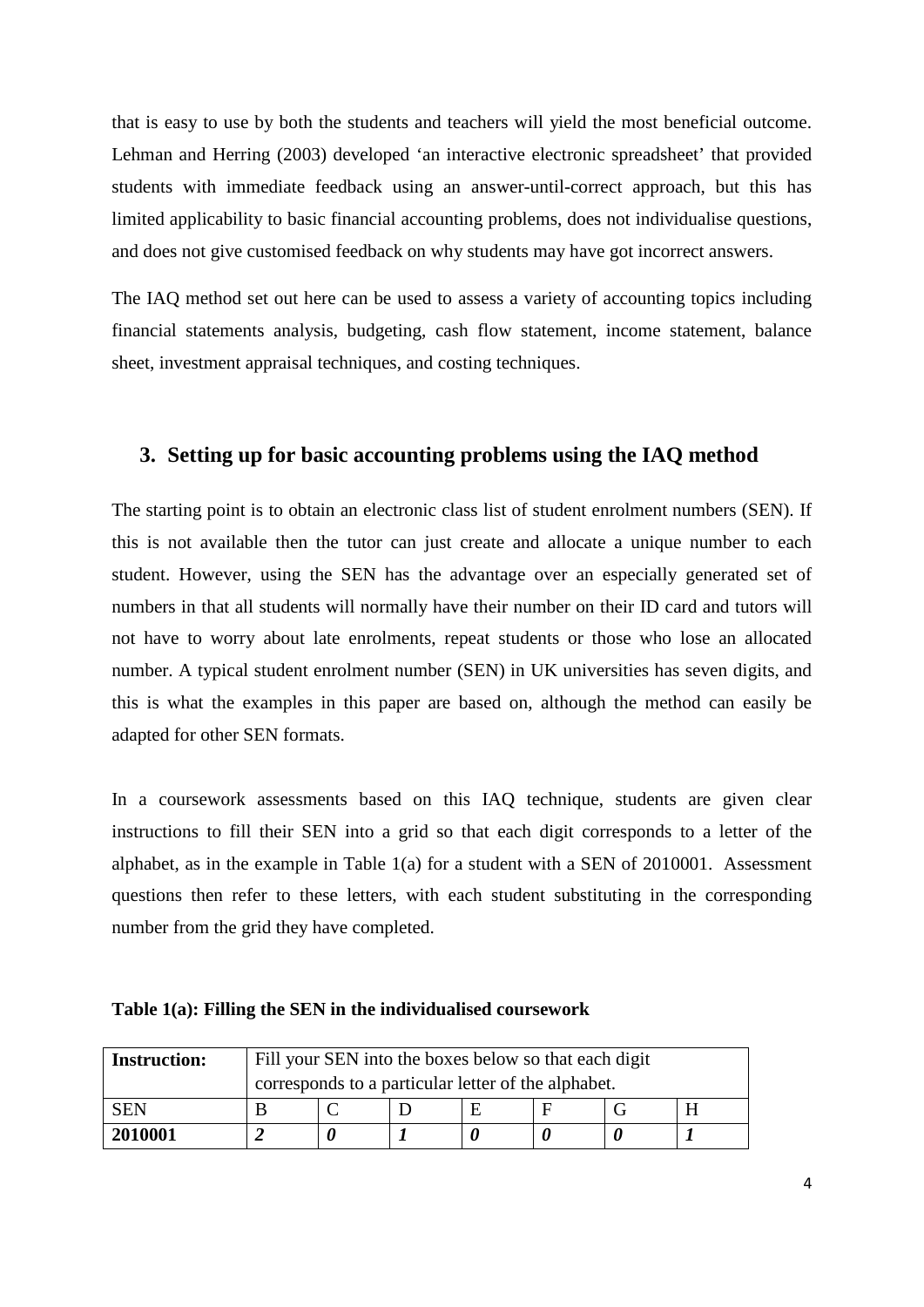that is easy to use by both the students and teachers will yield the most beneficial outcome. Lehman and Herring (2003) developed 'an interactive electronic spreadsheet' that provided students with immediate feedback using an answer-until-correct approach, but this has limited applicability to basic financial accounting problems, does not individualise questions, and does not give customised feedback on why students may have got incorrect answers.

The IAQ method set out here can be used to assess a variety of accounting topics including financial statements analysis, budgeting, cash flow statement, income statement, balance sheet, investment appraisal techniques, and costing techniques.

## 3. Setting up for basic accounting problems using the IAQ method

The starting point is to obtain an electronic class list of student enrolment numbers (SEN). If this is not available then the tutor can just create and allocate a unique number to each student. However, using the SEN has the advantage over an especially generated set of numbers in that all students will normally have their number on their ID card and tutors will not have to worry about late enrolments, repeat students or those who lose an allocated number. A typical student enrolment number (SEN) in UK universities has seven digits, and this is what the examples in this paper are based on, although the method can easily be adapted for other SEN formats.

In a coursework assessments based on this IAQ technique, students are given clear instructions to fill their SEN into a grid so that each digit corresponds to a letter of the alphabet, as in the example in Table 1(a) for a student with a SEN of 2010001. Assessment questions then refer to these letters, with each student substituting in the corresponding number from the grid they have completed.

**Table 1(a): Filling the SEN in the individualised coursework**

| **Instruction:** | Fill your SEN into the boxes below so that each digit corresponds to a particular letter of the alphabet. | | | | | | |
|---|---|---|---|---|---|---|---|
| SEN | B | C | D | E | F | G | H |
| **2010001** | ***2*** | ***0*** | ***1*** | ***0*** | ***0*** | ***0*** | ***1*** |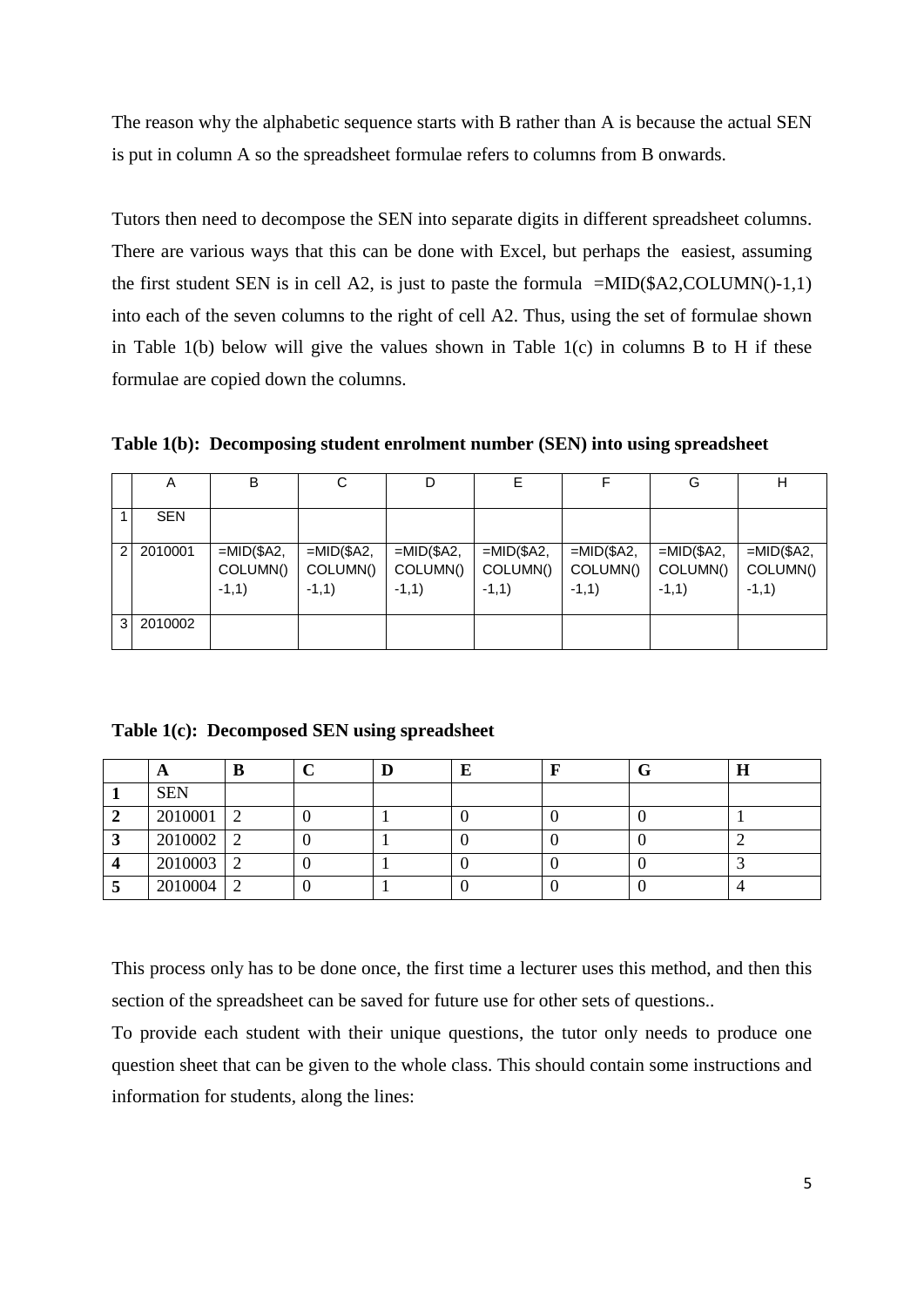The reason why the alphabetic sequence starts with B rather than A is because the actual SEN is put in column A so the spreadsheet formulae refers to columns from B onwards.

Tutors then need to decompose the SEN into separate digits in different spreadsheet columns. There are various ways that this can be done with Excel, but perhaps the easiest, assuming the first student SEN is in cell A2, is just to paste the formula =MID($A2,COLUMN()-1,1) into each of the seven columns to the right of cell A2. Thus, using the set of formulae shown in Table 1(b) below will give the values shown in Table 1(c) in columns B to H if these formulae are copied down the columns.

**Table 1(b): Decomposing student enrolment number (SEN) into using spreadsheet**

| | A | B | C | D | E | F | G | H |
|---|---|---|---|---|---|---|---|---|
| 1 | SEN | | | | | | | |
| 2 | 2010001 | =MID($A2, COLUMN() -1,1) | =MID($A2, COLUMN() -1,1) | =MID($A2, COLUMN() -1,1) | =MID($A2, COLUMN() -1,1) | =MID($A2, COLUMN() -1,1) | =MID($A2, COLUMN() -1,1) | =MID($A2, COLUMN() -1,1) |
| 3 | 2010002 | | | | | | | |

**Table 1(c): Decomposed SEN using spreadsheet**

| | A | B | C | D | E | F | G | H |
|---|---|---|---|---|---|---|---|---|
| **1** | SEN | | | | | | | |
| **2** | 2010001 | 2 | 0 | 1 | 0 | 0 | 0 | 1 |
| **3** | 2010002 | 2 | 0 | 1 | 0 | 0 | 0 | 2 |
| **4** | 2010003 | 2 | 0 | 1 | 0 | 0 | 0 | 3 |
| **5** | 2010004 | 2 | 0 | 1 | 0 | 0 | 0 | 4 |

This process only has to be done once, the first time a lecturer uses this method, and then this section of the spreadsheet can be saved for future use for other sets of questions..

To provide each student with their unique questions, the tutor only needs to produce one question sheet that can be given to the whole class. This should contain some instructions and information for students, along the lines: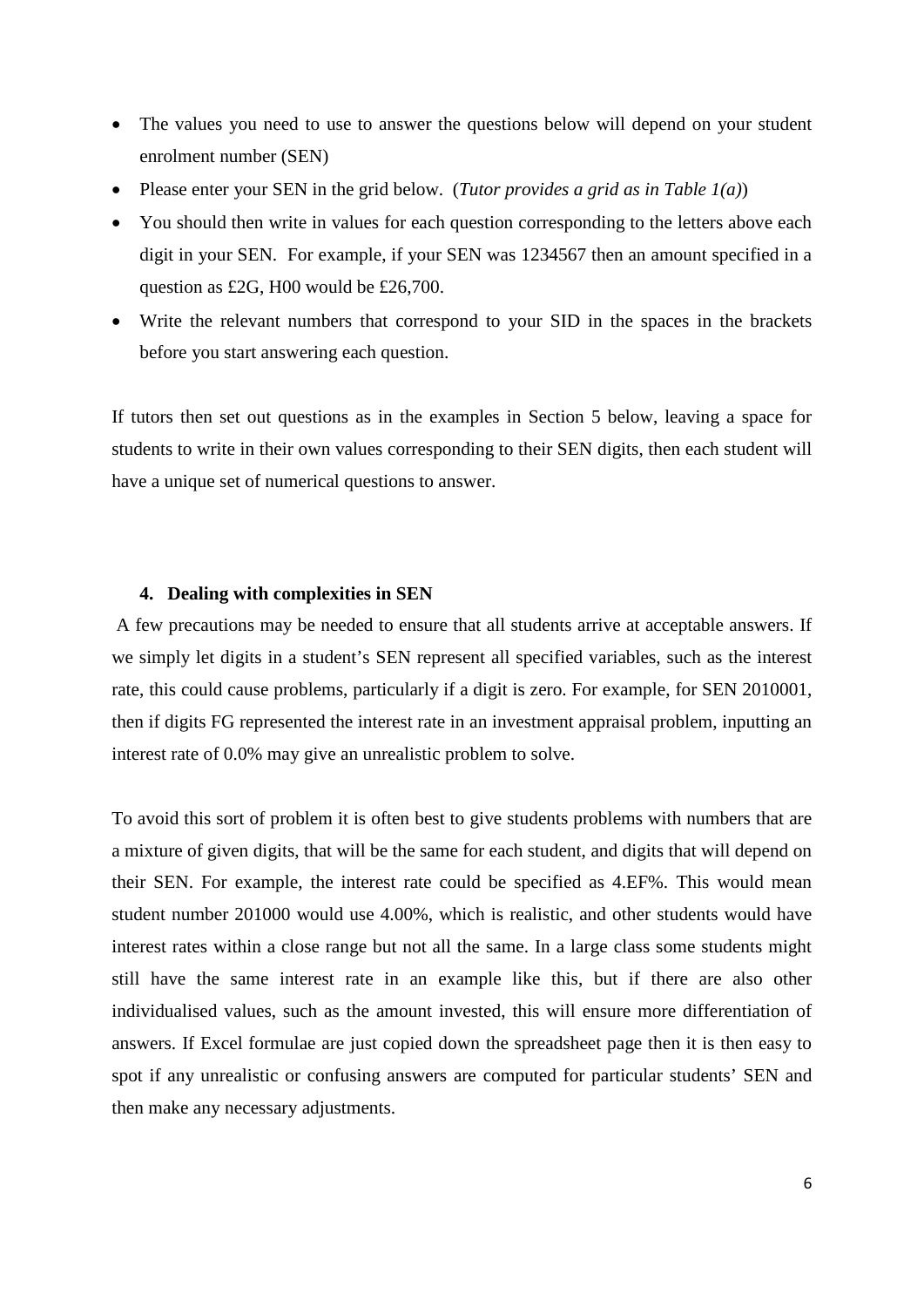- The values you need to use to answer the questions below will depend on your student enrolment number (SEN)
- Please enter your SEN in the grid below. (*Tutor provides a grid as in Table 1(a)*)
- You should then write in values for each question corresponding to the letters above each digit in your SEN. For example, if your SEN was 1234567 then an amount specified in a question as £2G, H00 would be £26,700.
- Write the relevant numbers that correspond to your SID in the spaces in the brackets before you start answering each question.

If tutors then set out questions as in the examples in Section 5 below, leaving a space for students to write in their own values corresponding to their SEN digits, then each student will have a unique set of numerical questions to answer.

## 4. Dealing with complexities in SEN

A few precautions may be needed to ensure that all students arrive at acceptable answers. If we simply let digits in a student's SEN represent all specified variables, such as the interest rate, this could cause problems, particularly if a digit is zero. For example, for SEN 2010001, then if digits FG represented the interest rate in an investment appraisal problem, inputting an interest rate of 0.0% may give an unrealistic problem to solve.

To avoid this sort of problem it is often best to give students problems with numbers that are a mixture of given digits, that will be the same for each student, and digits that will depend on their SEN. For example, the interest rate could be specified as 4.EF%. This would mean student number 201000 would use 4.00%, which is realistic, and other students would have interest rates within a close range but not all the same. In a large class some students might still have the same interest rate in an example like this, but if there are also other individualised values, such as the amount invested, this will ensure more differentiation of answers. If Excel formulae are just copied down the spreadsheet page then it is then easy to spot if any unrealistic or confusing answers are computed for particular students' SEN and then make any necessary adjustments.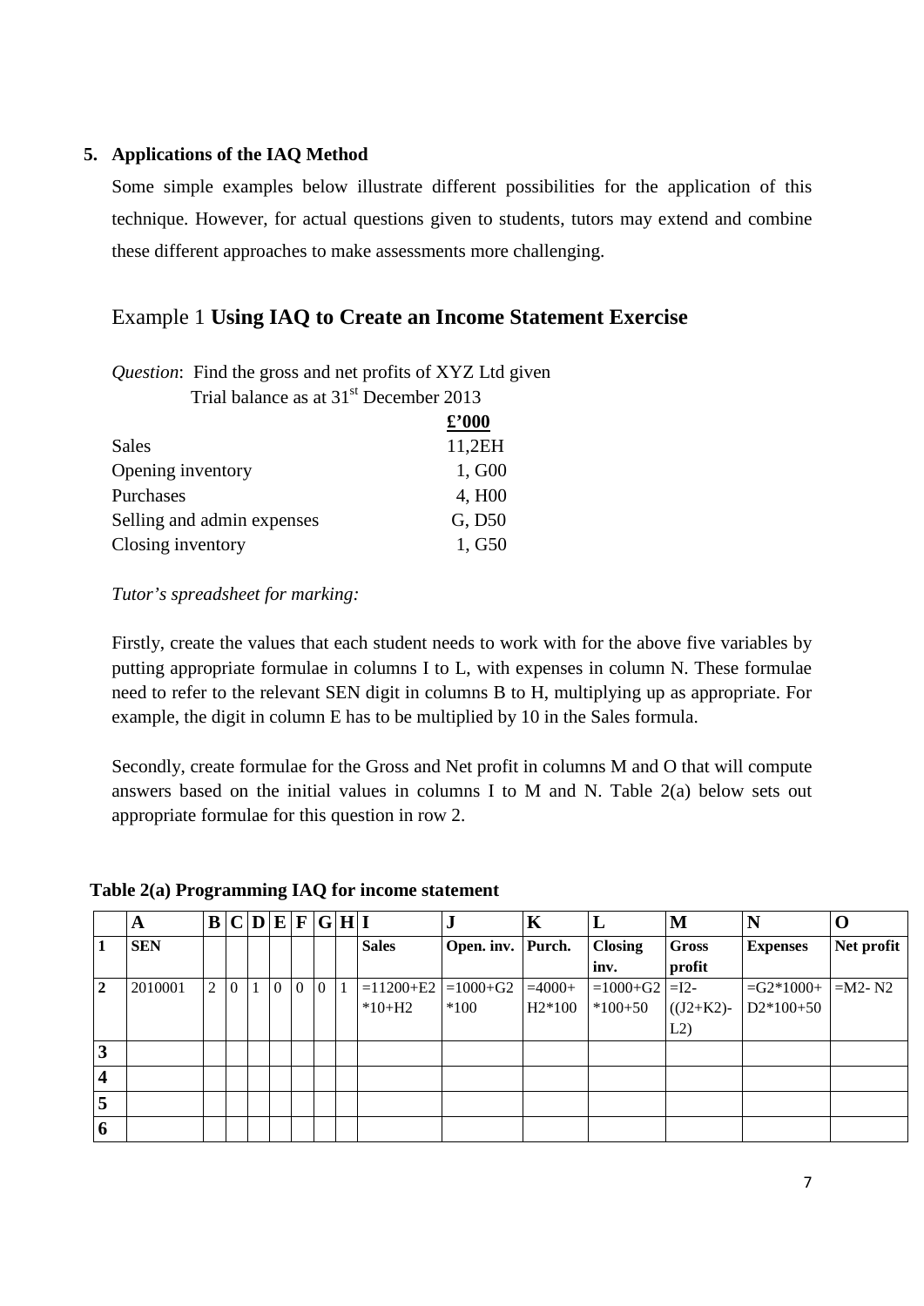## 5. Applications of the IAQ Method

Some simple examples below illustrate different possibilities for the application of this technique. However, for actual questions given to students, tutors may extend and combine these different approaches to make assessments more challenging.

### Example 1 **Using IAQ to Create an Income Statement Exercise**

*Question*: Find the gross and net profits of XYZ Ltd given

Trial balance as at 31st December 2013

| | **£'000** |
|---|---|
| Sales | 11,2EH |
| Opening inventory | 1, G00 |
| Purchases | 4, H00 |
| Selling and admin expenses | G, D50 |
| Closing inventory | 1, G50 |

*Tutor's spreadsheet for marking:*

Firstly, create the values that each student needs to work with for the above five variables by putting appropriate formulae in columns I to L, with expenses in column N. These formulae need to refer to the relevant SEN digit in columns B to H, multiplying up as appropriate. For example, the digit in column E has to be multiplied by 10 in the Sales formula.

Secondly, create formulae for the Gross and Net profit in columns M and O that will compute answers based on the initial values in columns I to M and N. Table 2(a) below sets out appropriate formulae for this question in row 2.

**Table 2(a) Programming IAQ for income statement**

| | **A** | **B** | **C** | **D** | **E** | **F** | **G** | **H** | **I** | **J** | **K** | **L** | **M** | **N** | **O** |
|---|---|---|---|---|---|---|---|---|---|---|---|---|---|---|---|
| **1** | **SEN** | | | | | | | | **Sales** | **Open. inv.** | **Purch.** | **Closing inv.** | **Gross profit** | **Expenses** | **Net profit** |
| **2** | 2010001 | 2 | 0 | 1 | 0 | 0 | 0 | 1 | =11200+E2*10+H2 | =1000+G2*100 | =4000+H2*100 | =1000+G2*100+50 | =I2-((J2+K2)-L2) | =G2*1000+D2*100+50 | =M2- N2 |
| **3** | | | | | | | | | | | | | | | |
| **4** | | | | | | | | | | | | | | | |
| **5** | | | | | | | | | | | | | | | |
| **6** | | | | | | | | | | | | | | | |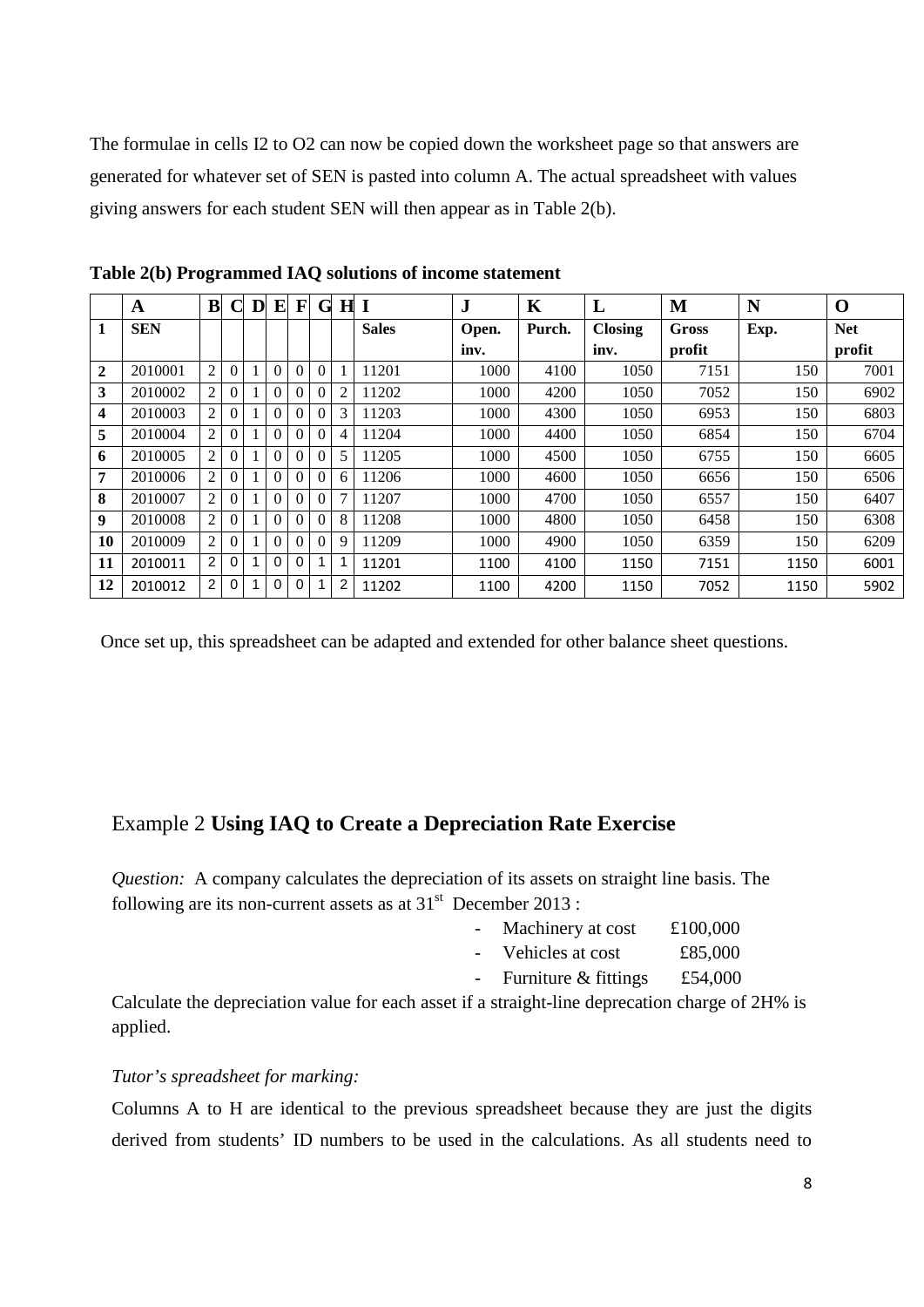The formulae in cells I2 to O2 can now be copied down the worksheet page so that answers are generated for whatever set of SEN is pasted into column A. The actual spreadsheet with values giving answers for each student SEN will then appear as in Table 2(b).

**Table 2(b) Programmed IAQ solutions of income statement**

| | A | B | C | D | E | F | G | H | I | J | K | L | M | N | O |
|---|---|---|---|---|---|---|---|---|---|---|---|---|---|---|---|
| **1** | **SEN** | | | | | | | | **Sales** | **Open. inv.** | **Purch.** | **Closing inv.** | **Gross profit** | **Exp.** | **Net profit** |
| **2** | 2010001 | 2 | 0 | 1 | 0 | 0 | 0 | 1 | 11201 | 1000 | 4100 | 1050 | 7151 | 150 | 7001 |
| **3** | 2010002 | 2 | 0 | 1 | 0 | 0 | 0 | 2 | 11202 | 1000 | 4200 | 1050 | 7052 | 150 | 6902 |
| **4** | 2010003 | 2 | 0 | 1 | 0 | 0 | 0 | 3 | 11203 | 1000 | 4300 | 1050 | 6953 | 150 | 6803 |
| **5** | 2010004 | 2 | 0 | 1 | 0 | 0 | 0 | 4 | 11204 | 1000 | 4400 | 1050 | 6854 | 150 | 6704 |
| **6** | 2010005 | 2 | 0 | 1 | 0 | 0 | 0 | 5 | 11205 | 1000 | 4500 | 1050 | 6755 | 150 | 6605 |
| **7** | 2010006 | 2 | 0 | 1 | 0 | 0 | 0 | 6 | 11206 | 1000 | 4600 | 1050 | 6656 | 150 | 6506 |
| **8** | 2010007 | 2 | 0 | 1 | 0 | 0 | 0 | 7 | 11207 | 1000 | 4700 | 1050 | 6557 | 150 | 6407 |
| **9** | 2010008 | 2 | 0 | 1 | 0 | 0 | 0 | 8 | 11208 | 1000 | 4800 | 1050 | 6458 | 150 | 6308 |
| **10** | 2010009 | 2 | 0 | 1 | 0 | 0 | 0 | 9 | 11209 | 1000 | 4900 | 1050 | 6359 | 150 | 6209 |
| **11** | 2010011 | 2 | 0 | 1 | 0 | 0 | 1 | 1 | 11201 | 1100 | 4100 | 1150 | 7151 | 1150 | 6001 |
| **12** | 2010012 | 2 | 0 | 1 | 0 | 0 | 1 | 2 | 11202 | 1100 | 4200 | 1150 | 7052 | 1150 | 5902 |

Once set up, this spreadsheet can be adapted and extended for other balance sheet questions.

## Example 2 **Using IAQ to Create a Depreciation Rate Exercise**

*Question:* A company calculates the depreciation of its assets on straight line basis. The following are its non-current assets as at 31st December 2013 :

- Machinery at cost £100,000
- Vehicles at cost £85,000
- Furniture & fittings £54,000

Calculate the depreciation value for each asset if a straight-line deprecation charge of 2H% is applied.

*Tutor's spreadsheet for marking:*

Columns A to H are identical to the previous spreadsheet because they are just the digits derived from students' ID numbers to be used in the calculations. As all students need to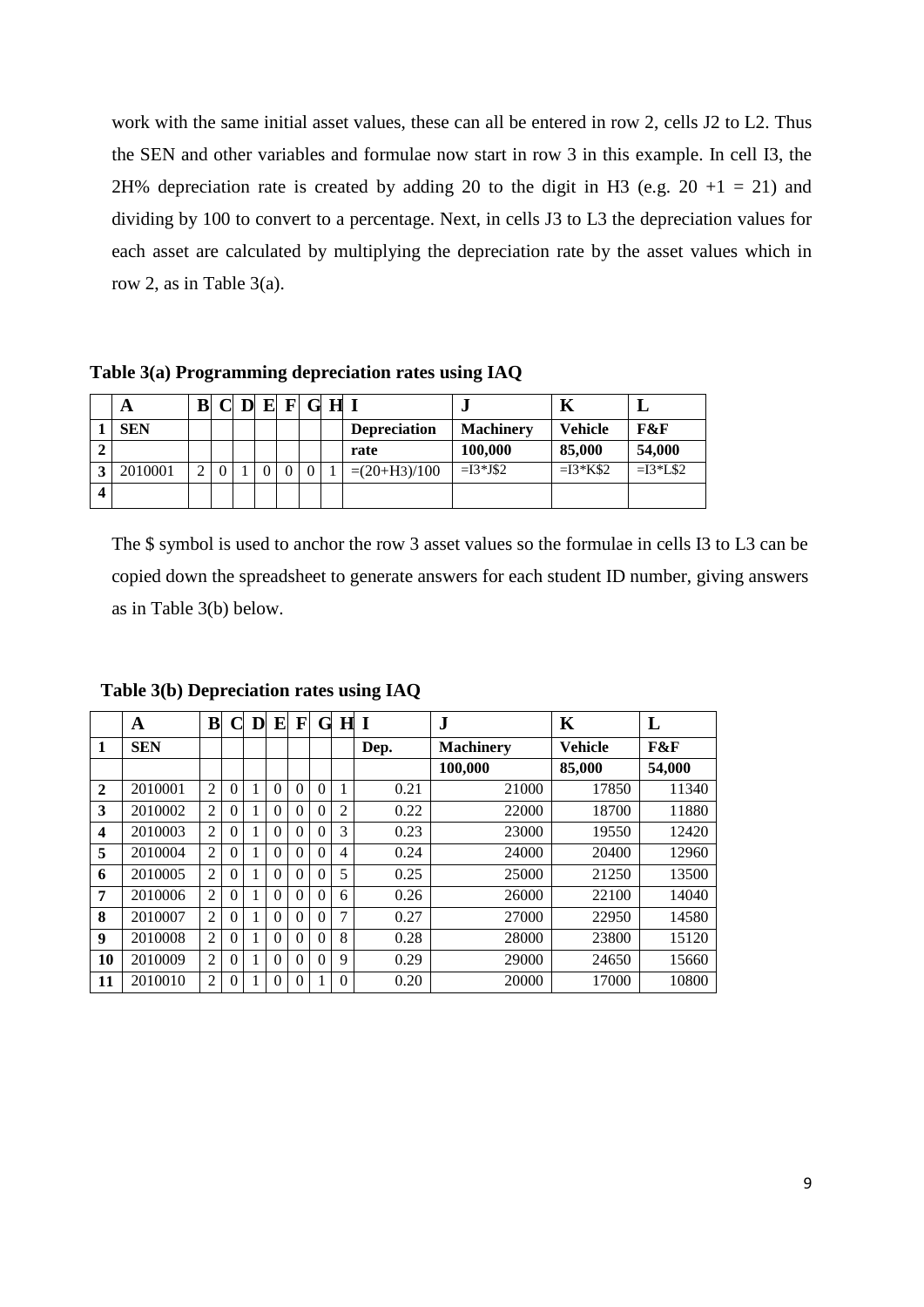work with the same initial asset values, these can all be entered in row 2, cells J2 to L2. Thus the SEN and other variables and formulae now start in row 3 in this example. In cell I3, the 2H% depreciation rate is created by adding 20 to the digit in H3 (e.g. 20 +1 = 21) and dividing by 100 to convert to a percentage. Next, in cells J3 to L3 the depreciation values for each asset are calculated by multiplying the depreciation rate by the asset values which in row 2, as in Table 3(a).

**Table 3(a) Programming depreciation rates using IAQ**

| | A | B | C | D | E | F | G | H | I | J | K | L |
|---|---|---|---|---|---|---|---|---|---|---|---|---|
| 1 | **SEN** | | | | | | | | **Depreciation** | **Machinery** | **Vehicle** | **F&F** |
| 2 | | | | | | | | | **rate** | **100,000** | **85,000** | **54,000** |
| 3 | 2010001 | 2 | 0 | 1 | 0 | 0 | 0 | 1 | =(20+H3)/100 | =I3*J$2 | =I3*K$2 | =I3*L$2 |
| 4 | | | | | | | | | | | | |

The $ symbol is used to anchor the row 3 asset values so the formulae in cells I3 to L3 can be copied down the spreadsheet to generate answers for each student ID number, giving answers as in Table 3(b) below.

**Table 3(b) Depreciation rates using IAQ**

| | A | B | C | D | E | F | G | H | I | J | K | L |
|---|---|---|---|---|---|---|---|---|---|---|---|---|
| **1** | **SEN** | | | | | | | | **Dep.** | **Machinery** | **Vehicle** | **F&F** |
| | | | | | | | | | | **100,000** | **85,000** | **54,000** |
| **2** | 2010001 | 2 | 0 | 1 | 0 | 0 | 0 | 1 | 0.21 | 21000 | 17850 | 11340 |
| **3** | 2010002 | 2 | 0 | 1 | 0 | 0 | 0 | 2 | 0.22 | 22000 | 18700 | 11880 |
| **4** | 2010003 | 2 | 0 | 1 | 0 | 0 | 0 | 3 | 0.23 | 23000 | 19550 | 12420 |
| **5** | 2010004 | 2 | 0 | 1 | 0 | 0 | 0 | 4 | 0.24 | 24000 | 20400 | 12960 |
| **6** | 2010005 | 2 | 0 | 1 | 0 | 0 | 0 | 5 | 0.25 | 25000 | 21250 | 13500 |
| **7** | 2010006 | 2 | 0 | 1 | 0 | 0 | 0 | 6 | 0.26 | 26000 | 22100 | 14040 |
| **8** | 2010007 | 2 | 0 | 1 | 0 | 0 | 0 | 7 | 0.27 | 27000 | 22950 | 14580 |
| **9** | 2010008 | 2 | 0 | 1 | 0 | 0 | 0 | 8 | 0.28 | 28000 | 23800 | 15120 |
| **10** | 2010009 | 2 | 0 | 1 | 0 | 0 | 0 | 9 | 0.29 | 29000 | 24650 | 15660 |
| **11** | 2010010 | 2 | 0 | 1 | 0 | 0 | 1 | 0 | 0.20 | 20000 | 17000 | 10800 |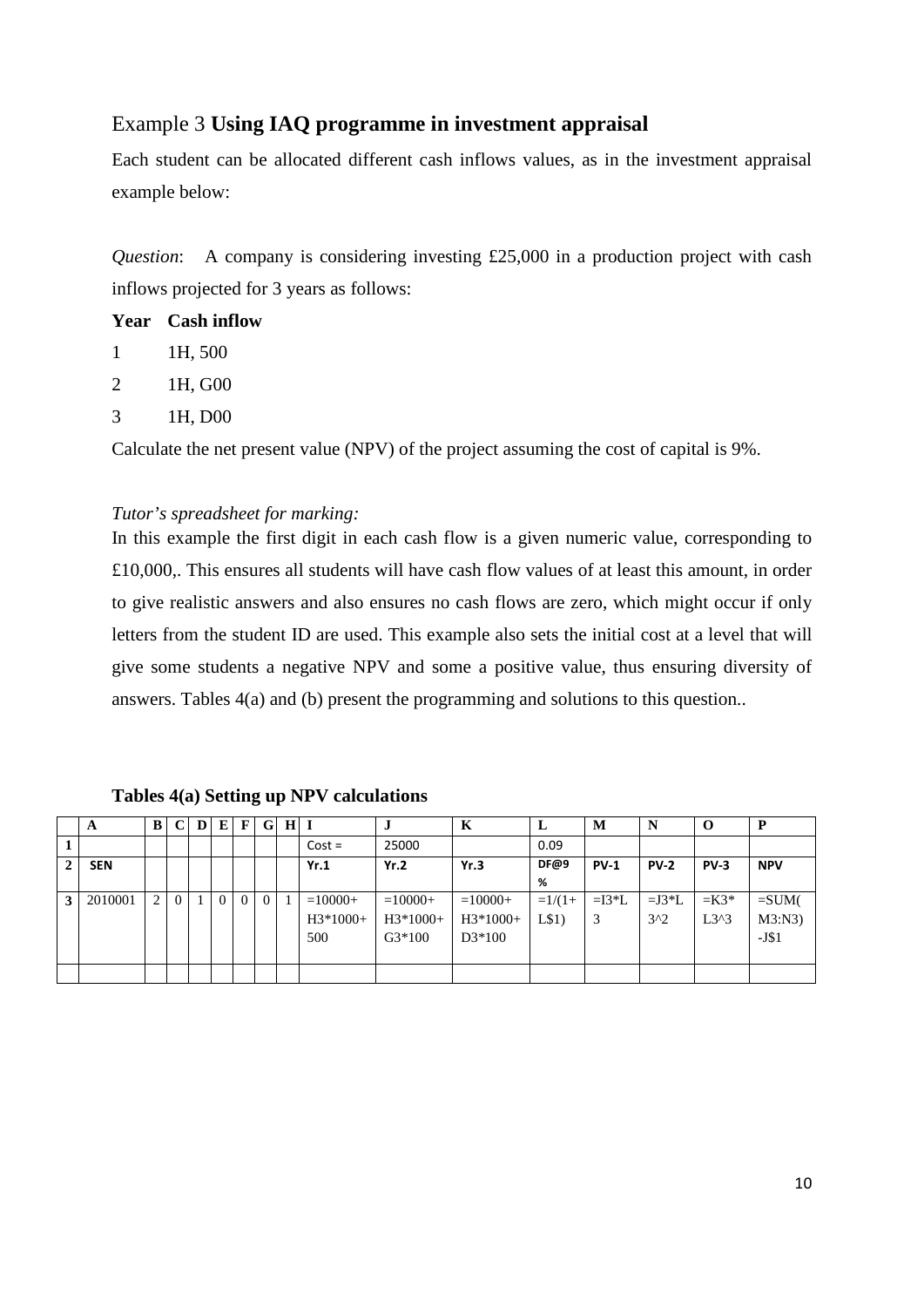## Example 3 **Using IAQ programme in investment appraisal**

Each student can be allocated different cash inflows values, as in the investment appraisal example below:

*Question*: A company is considering investing £25,000 in a production project with cash inflows projected for 3 years as follows:

**Year Cash inflow**

1 1H, 500

2 1H, G00

3 1H, D00

Calculate the net present value (NPV) of the project assuming the cost of capital is 9%.

*Tutor's spreadsheet for marking:*

In this example the first digit in each cash flow is a given numeric value, corresponding to £10,000,. This ensures all students will have cash flow values of at least this amount, in order to give realistic answers and also ensures no cash flows are zero, which might occur if only letters from the student ID are used. This example also sets the initial cost at a level that will give some students a negative NPV and some a positive value, thus ensuring diversity of answers. Tables 4(a) and (b) present the programming and solutions to this question..

**Tables 4(a) Setting up NPV calculations**

| | A | B | C | D | E | F | G | H | I | J | K | L | M | N | O | P |
|---|---|---|---|---|---|---|---|---|---|---|---|---|---|---|---|---|
| 1 | | | | | | | | | Cost = | 25000 | | 0.09 | | | | |
| 2 | SEN | | | | | | | | Yr.1 | Yr.2 | Yr.3 | DF@9% | PV-1 | PV-2 | PV-3 | NPV |
| 3 | 2010001 | 2 | 0 | 1 | 0 | 0 | 0 | 1 | =10000+H3*1000+500 | =10000+H3*1000+G3*100 | =10000+H3*1000+D3*100 | =1/(1+L$1) | =I3*L3 | =J3*L3^2 | =K3*L3^3 | =SUM(M3:N3)-J$1 |
| | | | | | | | | | | | | | | | | |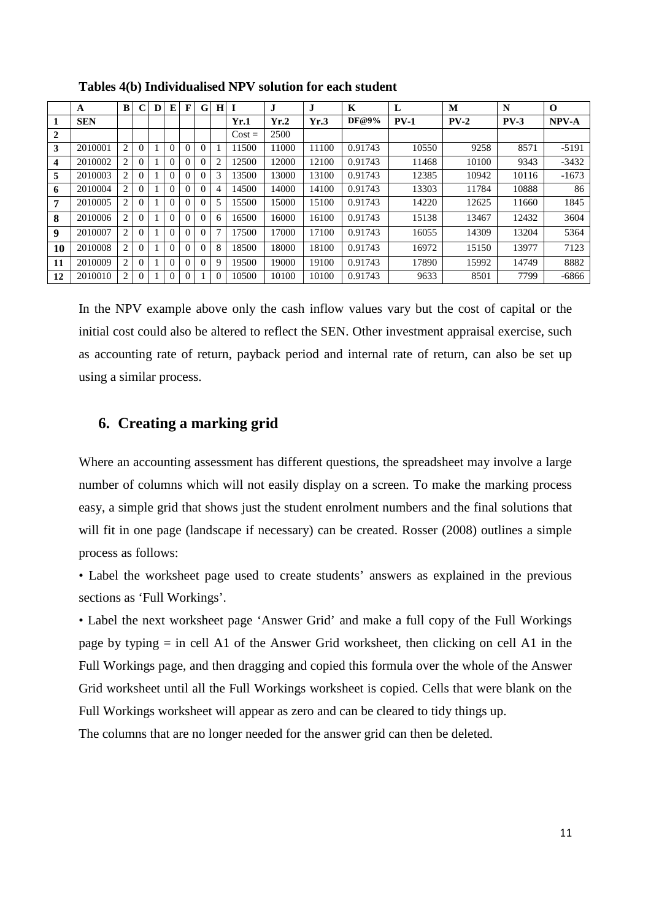**Tables 4(b) Individualised NPV solution for each student**

| | A | B | C | D | E | F | G | H | I | J | J | K | L | M | N | O |
|---|---|---|---|---|---|---|---|---|---|---|---|---|---|---|---|---|
| **1** | **SEN** | | | | | | | | **Yr.1** | **Yr.2** | **Yr.3** | **DF@9%** | **PV-1** | **PV-2** | **PV-3** | **NPV-A** |
| **2** | | | | | | | | | Cost = | 2500 | | | | | | |
| **3** | 2010001 | 2 | 0 | 1 | 0 | 0 | 0 | 1 | 11500 | 11000 | 11100 | 0.91743 | 10550 | 9258 | 8571 | -5191 |
| **4** | 2010002 | 2 | 0 | 1 | 0 | 0 | 0 | 2 | 12500 | 12000 | 12100 | 0.91743 | 11468 | 10100 | 9343 | -3432 |
| **5** | 2010003 | 2 | 0 | 1 | 0 | 0 | 0 | 3 | 13500 | 13000 | 13100 | 0.91743 | 12385 | 10942 | 10116 | -1673 |
| **6** | 2010004 | 2 | 0 | 1 | 0 | 0 | 0 | 4 | 14500 | 14000 | 14100 | 0.91743 | 13303 | 11784 | 10888 | 86 |
| **7** | 2010005 | 2 | 0 | 1 | 0 | 0 | 0 | 5 | 15500 | 15000 | 15100 | 0.91743 | 14220 | 12625 | 11660 | 1845 |
| **8** | 2010006 | 2 | 0 | 1 | 0 | 0 | 0 | 6 | 16500 | 16000 | 16100 | 0.91743 | 15138 | 13467 | 12432 | 3604 |
| **9** | 2010007 | 2 | 0 | 1 | 0 | 0 | 0 | 7 | 17500 | 17000 | 17100 | 0.91743 | 16055 | 14309 | 13204 | 5364 |
| **10** | 2010008 | 2 | 0 | 1 | 0 | 0 | 0 | 8 | 18500 | 18000 | 18100 | 0.91743 | 16972 | 15150 | 13977 | 7123 |
| **11** | 2010009 | 2 | 0 | 1 | 0 | 0 | 0 | 9 | 19500 | 19000 | 19100 | 0.91743 | 17890 | 15992 | 14749 | 8882 |
| **12** | 2010010 | 2 | 0 | 1 | 0 | 0 | 1 | 0 | 10500 | 10100 | 10100 | 0.91743 | 9633 | 8501 | 7799 | -6866 |

In the NPV example above only the cash inflow values vary but the cost of capital or the initial cost could also be altered to reflect the SEN. Other investment appraisal exercise, such as accounting rate of return, payback period and internal rate of return, can also be set up using a similar process.

## 6. Creating a marking grid

Where an accounting assessment has different questions, the spreadsheet may involve a large number of columns which will not easily display on a screen. To make the marking process easy, a simple grid that shows just the student enrolment numbers and the final solutions that will fit in one page (landscape if necessary) can be created. Rosser (2008) outlines a simple process as follows:

• Label the worksheet page used to create students' answers as explained in the previous sections as 'Full Workings'.

• Label the next worksheet page 'Answer Grid' and make a full copy of the Full Workings page by typing = in cell A1 of the Answer Grid worksheet, then clicking on cell A1 in the Full Workings page, and then dragging and copied this formula over the whole of the Answer Grid worksheet until all the Full Workings worksheet is copied. Cells that were blank on the Full Workings worksheet will appear as zero and can be cleared to tidy things up.

The columns that are no longer needed for the answer grid can then be deleted.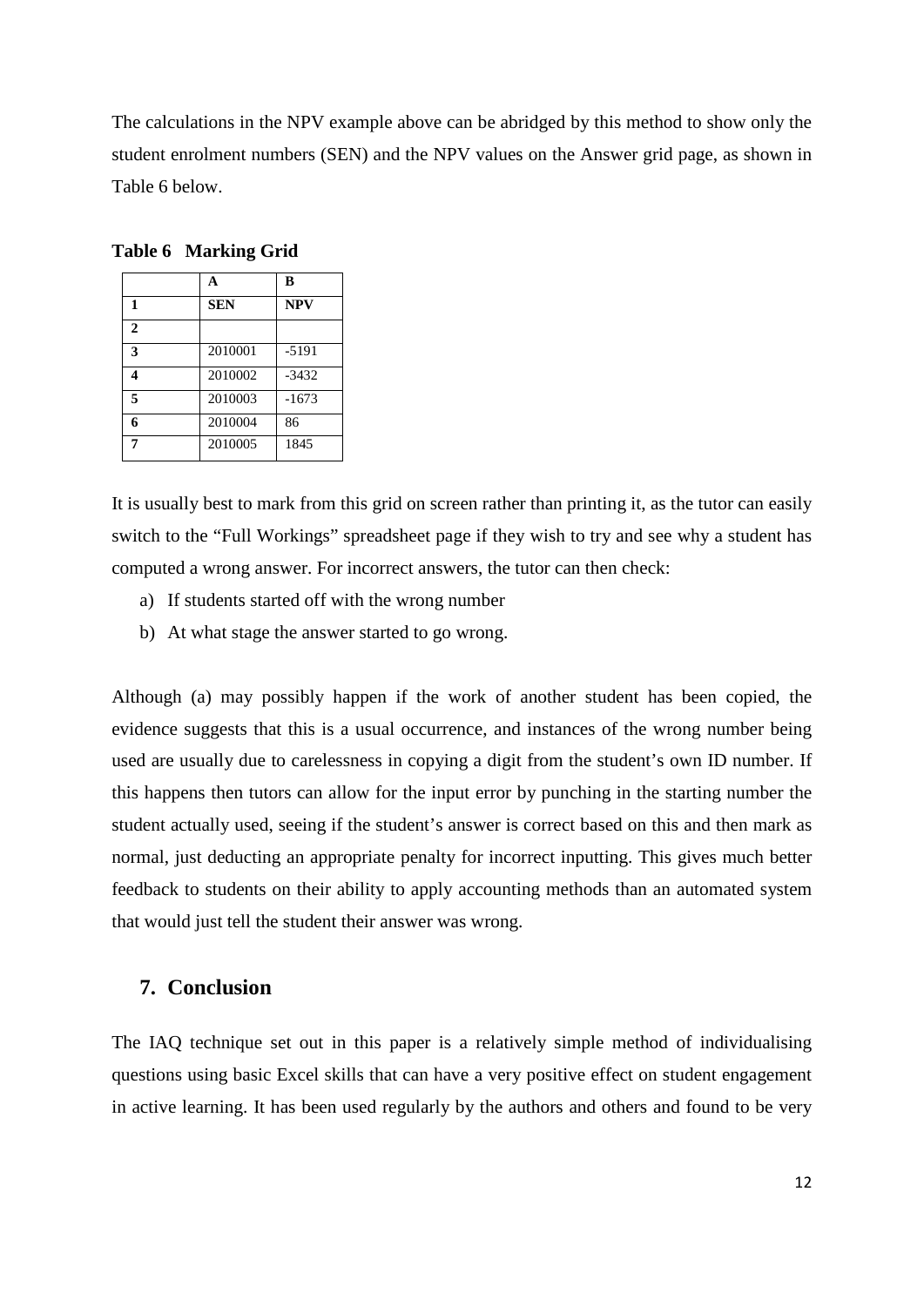The calculations in the NPV example above can be abridged by this method to show only the student enrolment numbers (SEN) and the NPV values on the Answer grid page, as shown in Table 6 below.

**Table 6 Marking Grid**

| | A | B |
|---|---|---|
| 1 | SEN | NPV |
| 2 | | |
| 3 | 2010001 | -5191 |
| 4 | 2010002 | -3432 |
| 5 | 2010003 | -1673 |
| 6 | 2010004 | 86 |
| 7 | 2010005 | 1845 |

It is usually best to mark from this grid on screen rather than printing it, as the tutor can easily switch to the "Full Workings" spreadsheet page if they wish to try and see why a student has computed a wrong answer. For incorrect answers, the tutor can then check:

a) If students started off with the wrong number
b) At what stage the answer started to go wrong.

Although (a) may possibly happen if the work of another student has been copied, the evidence suggests that this is a usual occurrence, and instances of the wrong number being used are usually due to carelessness in copying a digit from the student's own ID number. If this happens then tutors can allow for the input error by punching in the starting number the student actually used, seeing if the student's answer is correct based on this and then mark as normal, just deducting an appropriate penalty for incorrect inputting. This gives much better feedback to students on their ability to apply accounting methods than an automated system that would just tell the student their answer was wrong.

## 7. Conclusion

The IAQ technique set out in this paper is a relatively simple method of individualising questions using basic Excel skills that can have a very positive effect on student engagement in active learning. It has been used regularly by the authors and others and found to be very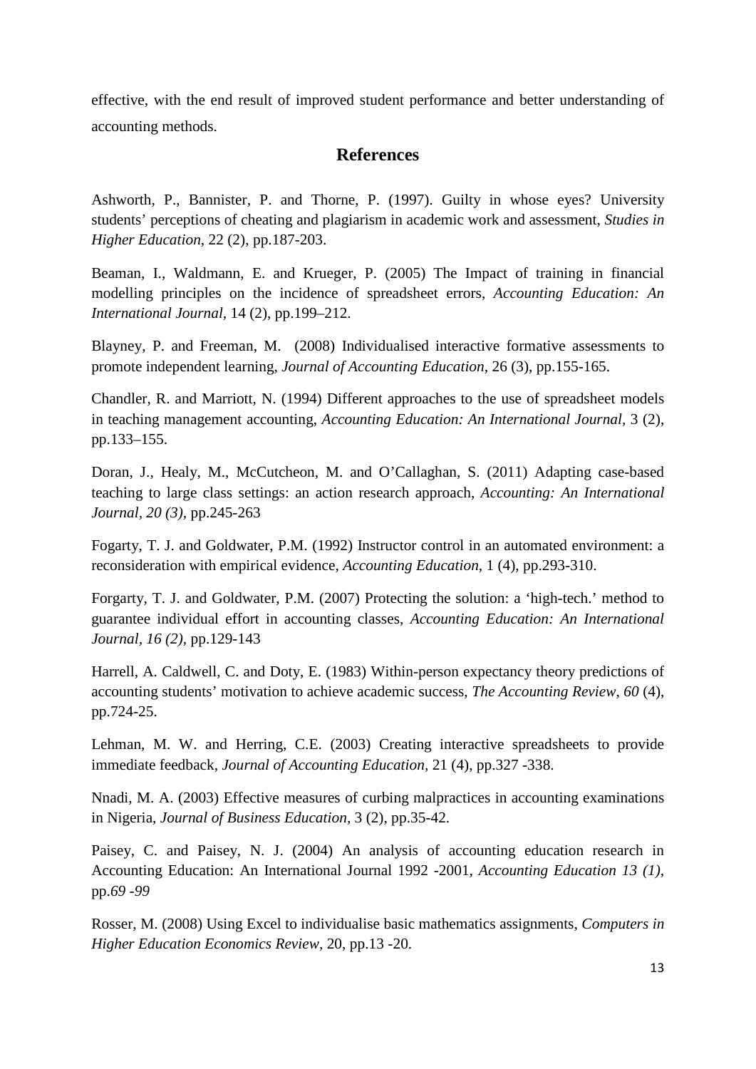effective, with the end result of improved student performance and better understanding of accounting methods.

## References

Ashworth, P., Bannister, P. and Thorne, P. (1997). Guilty in whose eyes? University students' perceptions of cheating and plagiarism in academic work and assessment, *Studies in Higher Education*, 22 (2), pp.187-203.

Beaman, I., Waldmann, E. and Krueger, P. (2005) The Impact of training in financial modelling principles on the incidence of spreadsheet errors, *Accounting Education: An International Journal*, 14 (2), pp.199–212.

Blayney, P. and Freeman, M. (2008) Individualised interactive formative assessments to promote independent learning, *Journal of Accounting Education*, 26 (3), pp.155-165.

Chandler, R. and Marriott, N. (1994) Different approaches to the use of spreadsheet models in teaching management accounting, *Accounting Education: An International Journal*, 3 (2), pp.133–155.

Doran, J., Healy, M., McCutcheon, M. and O'Callaghan, S. (2011) Adapting case-based teaching to large class settings: an action research approach, *Accounting: An International Journal, 20 (3)*, pp.245-263

Fogarty, T. J. and Goldwater, P.M. (1992) Instructor control in an automated environment: a reconsideration with empirical evidence, *Accounting Education*, 1 (4), pp.293-310.

Forgarty, T. J. and Goldwater, P.M. (2007) Protecting the solution: a 'high-tech.' method to guarantee individual effort in accounting classes, *Accounting Education: An International Journal, 16 (2)*, pp.129-143

Harrell, A. Caldwell, C. and Doty, E. (1983) Within-person expectancy theory predictions of accounting students' motivation to achieve academic success, *The Accounting Review, 60* (4), pp.724-25.

Lehman, M. W. and Herring, C.E. (2003) Creating interactive spreadsheets to provide immediate feedback, *Journal of Accounting Education*, 21 (4), pp.327 -338.

Nnadi, M. A. (2003) Effective measures of curbing malpractices in accounting examinations in Nigeria, *Journal of Business Education*, 3 (2), pp.35-42.

Paisey, C. and Paisey, N. J. (2004) An analysis of accounting education research in Accounting Education: An International Journal 1992 -2001, *Accounting Education 13 (1)*, pp.*69 -99*

Rosser, M. (2008) Using Excel to individualise basic mathematics assignments, *Computers in Higher Education Economics Review*, 20, pp.13 -20.